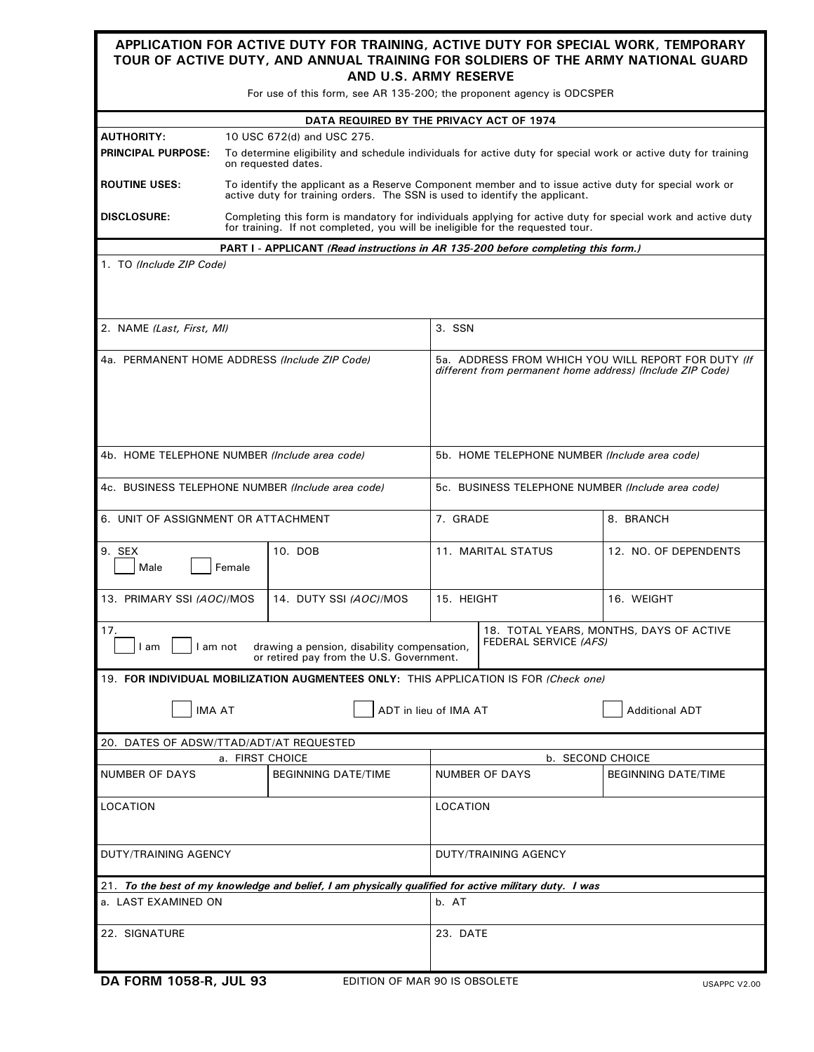# APPLICATION FOR ACTIVE DUTY FOR TRAINING, ACTIVE DUTY FOR SPECIAL WORK, TEMPORARY TOUR OF ACTIVE DUTY, AND ANNUAL TRAINING FOR SOLDIERS OF THE ARMY NATIONAL GUARD AND U.S. ARMY RESERVE

For use of this form, see AR 135-200; the proponent agency is ODCSPER

## DATA REQUIRED BY THE PRIVACY ACT OF 1974

**AUTHORITY:** 10 USC 672(d) and USC 275.

**PRINCIPAL PURPOSE:** To determine eligibility and schedule individuals for active duty for special work or active duty for training on requested dates.

**ROUTINE USES:** To identify the applicant as a Reserve Component member and to issue active duty for special work or active duty for training orders. The SSN is used to identify the applicant.

**DISCLOSURE:** Completing this form is mandatory for individuals applying for active duty for special work and active duty for training. If not completed, you will be ineligible for the requested tour.

## PART I - APPLICANT *(Read instructions in AR 135-200 before completing this form.)*

1. TO *(Include ZIP Code)*

| | | | |
|---|---|---|---|
| 2. NAME *(Last, First, MI)* | | 3. SSN | |
| 4a. PERMANENT HOME ADDRESS *(Include ZIP Code)* | | 5a. ADDRESS FROM WHICH YOU WILL REPORT FOR DUTY *(If different from permanent home address) (Include ZIP Code)* | |
| 4b. HOME TELEPHONE NUMBER *(Include area code)* | | 5b. HOME TELEPHONE NUMBER *(Include area code)* | |
| 4c. BUSINESS TELEPHONE NUMBER *(Include area code)* | | 5c. BUSINESS TELEPHONE NUMBER *(Include area code)* | |
| 6. UNIT OF ASSIGNMENT OR ATTACHMENT | | 7. GRADE | 8. BRANCH |
| 9. SEX ☐ Male ☐ Female | 10. DOB | 11. MARITAL STATUS | 12. NO. OF DEPENDENTS |
| 13. PRIMARY SSI *(AOC)*/MOS | 14. DUTY SSI *(AOC)*/MOS | 15. HEIGHT | 16. WEIGHT |
| 17. ☐ I am ☐ I am not drawing a pension, disability compensation, or retired pay from the U.S. Government. | | 18. TOTAL YEARS, MONTHS, DAYS OF ACTIVE FEDERAL SERVICE *(AFS)* | |

19. **FOR INDIVIDUAL MOBILIZATION AUGMENTEES ONLY:** THIS APPLICATION IS FOR *(Check one)*

☐ IMA AT ☐ ADT in lieu of IMA AT ☐ Additional ADT

20. DATES OF ADSW/TTAD/ADT/AT REQUESTED

| a. FIRST CHOICE | | b. SECOND CHOICE | |
|---|---|---|---|
| NUMBER OF DAYS | BEGINNING DATE/TIME | NUMBER OF DAYS | BEGINNING DATE/TIME |
| LOCATION | | LOCATION | |
| DUTY/TRAINING AGENCY | | DUTY/TRAINING AGENCY | |

21. ***To the best of my knowledge and belief, I am physically qualified for active military duty. I was***

| | |
|---|---|
| a. LAST EXAMINED ON | b. AT |
| 22. SIGNATURE | 23. DATE |

**DA FORM 1058-R, JUL 93** EDITION OF MAR 90 IS OBSOLETE USAPPC V2.00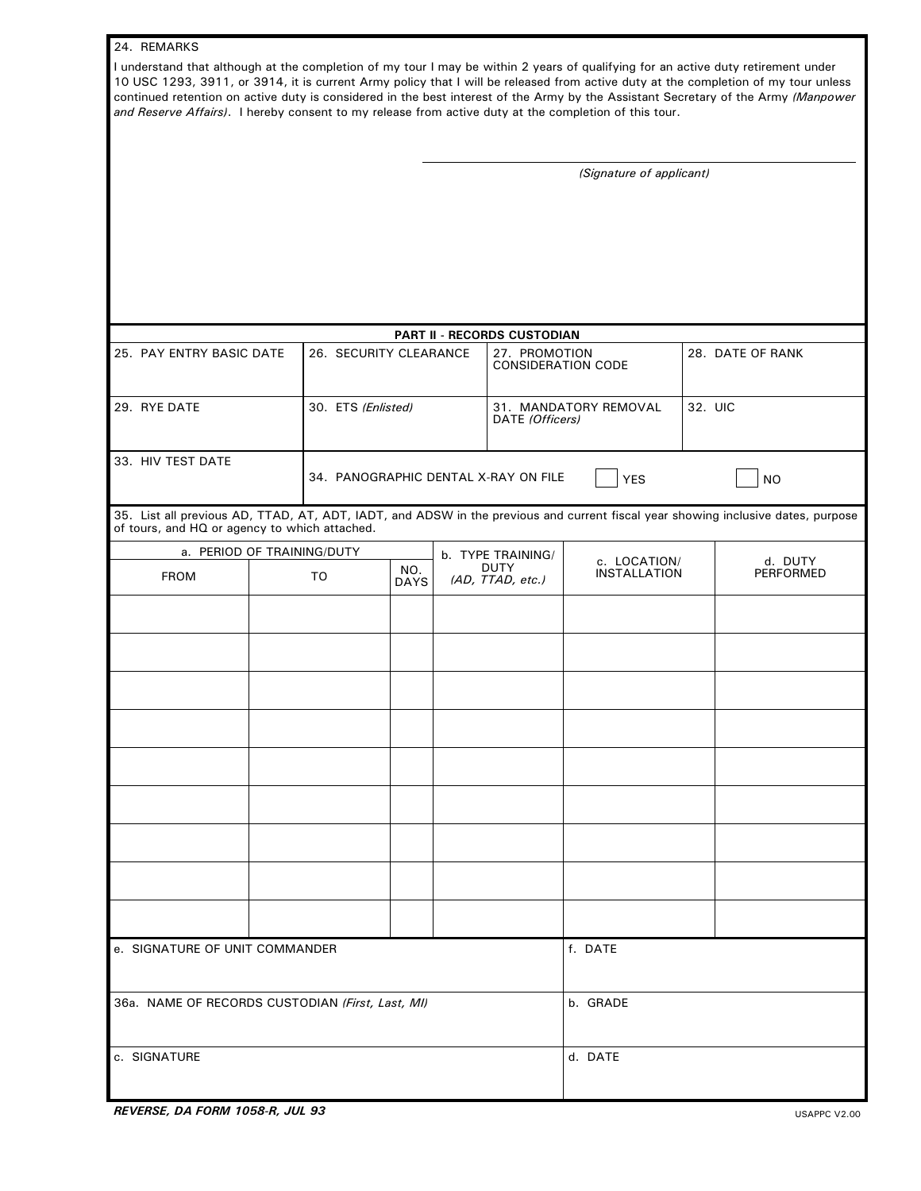24. REMARKS

I understand that although at the completion of my tour I may be within 2 years of qualifying for an active duty retirement under 10 USC 1293, 3911, or 3914, it is current Army policy that I will be released from active duty at the completion of my tour unless continued retention on active duty is considered in the best interest of the Army by the Assistant Secretary of the Army *(Manpower and Reserve Affairs)*. I hereby consent to my release from active duty at the completion of this tour.

_______________________________
*(Signature of applicant)*

**PART II - RECORDS CUSTODIAN**

| 25. PAY ENTRY BASIC DATE | 26. SECURITY CLEARANCE | 27. PROMOTION CONSIDERATION CODE | 28. DATE OF RANK |
|---|---|---|---|
| | | | |

| 29. RYE DATE | 30. ETS *(Enlisted)* | 31. MANDATORY REMOVAL DATE *(Officers)* | 32. UIC |
|---|---|---|---|
| | | | |

33. HIV TEST DATE

34. PANOGRAPHIC DENTAL X-RAY ON FILE ☐ YES ☐ NO

35. List all previous AD, TTAD, AT, ADT, IADT, and ADSW in the previous and current fiscal year showing inclusive dates, purpose of tours, and HQ or agency to which attached.

| a. PERIOD OF TRAINING/DUTY | | | b. TYPE TRAINING/ DUTY *(AD, TTAD, etc.)* | c. LOCATION/ INSTALLATION | d. DUTY PERFORMED |
|---|---|---|---|---|---|
| FROM | TO | NO. DAYS | | | |
| | | | | | |
| | | | | | |
| | | | | | |
| | | | | | |
| | | | | | |
| | | | | | |
| | | | | | |
| | | | | | |
| | | | | | |

| e. SIGNATURE OF UNIT COMMANDER | f. DATE |
|---|---|
| | |

| 36a. NAME OF RECORDS CUSTODIAN *(First, Last, MI)* | b. GRADE |
|---|---|
| | |

| c. SIGNATURE | d. DATE |
|---|---|
| | |

*REVERSE, DA FORM 1058-R, JUL 93*

USAPPC V2.00